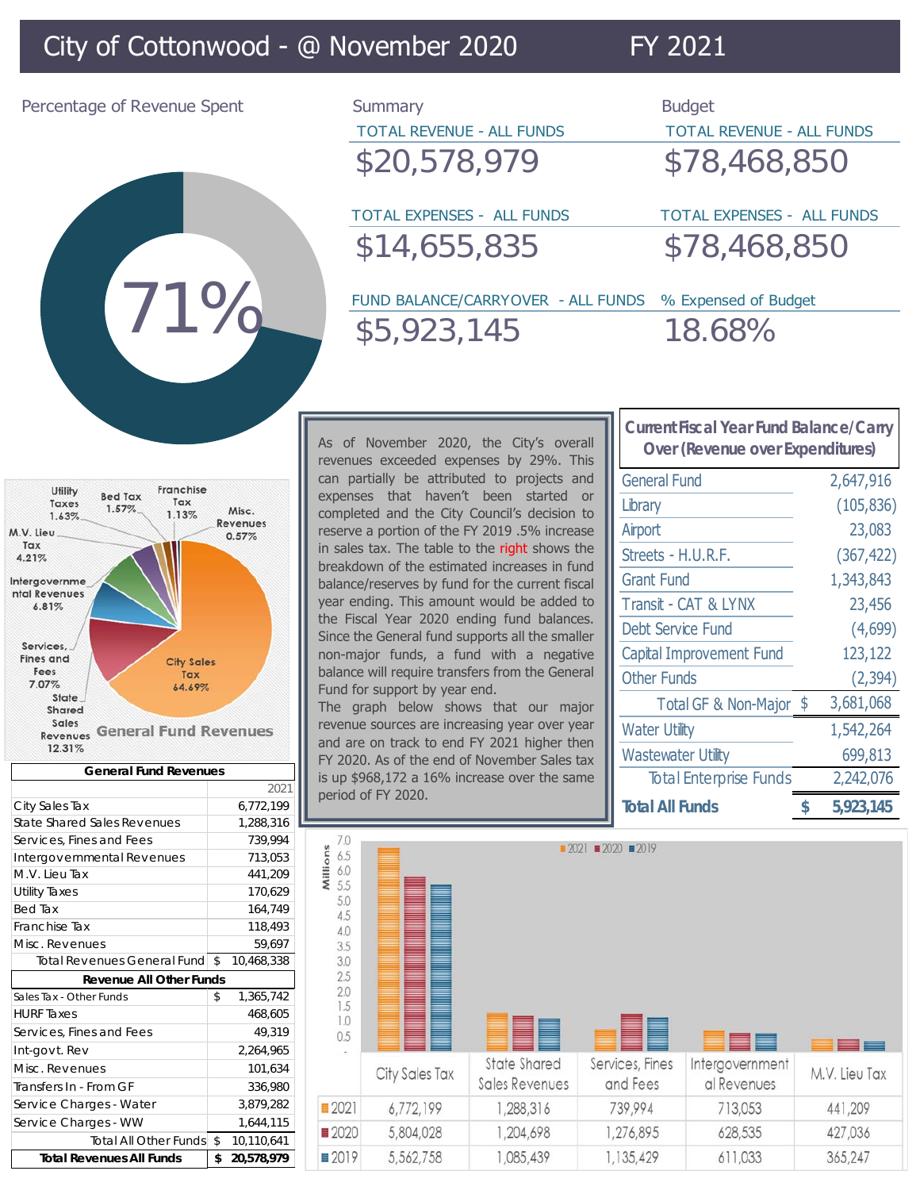# City of Cottonwood - @ November 2020 FY 2021

## Percentage of Revenue Spent

71%

## Summary

TOTAL REVENUE - ALL FUNDS
$20,578,979

TOTAL EXPENSES - ALL FUNDS
$14,655,835

FUND BALANCE/CARRYOVER - ALL FUNDS
$5,923,145

## Budget

TOTAL REVENUE - ALL FUNDS
$78,468,850

TOTAL EXPENSES - ALL FUNDS
$78,468,850

% Expensed of Budget
18.68%

## General Fund Revenues

Utility Taxes 1.63%, Bed Tax 1.57%, Franchise Tax 1.13%, Misc. Revenues 0.57%, M.V. Lieu Tax 4.21%, Intergovernmental Revenues 6.81%, Services, Fines and Fees 7.07%, State Shared Sales Revenues 12.31%, City Sales Tax 64.69%

| General Fund Revenues | |
|---|---|
| | 2021 |
| City Sales Tax | 6,772,199 |
| State Shared Sales Revenues | 1,288,316 |
| Services, Fines and Fees | 739,994 |
| Intergovernmental Revenues | 713,053 |
| M.V. Lieu Tax | 441,209 |
| Utility Taxes | 170,629 |
| Bed Tax | 164,749 |
| Franchise Tax | 118,493 |
| Misc. Revenues | 59,697 |
| Total Revenues General Fund | $ 10,468,338 |
| **Revenue All Other Funds** | |
| Sales Tax - Other Funds | $ 1,365,742 |
| HURF Taxes | 468,605 |
| Services, Fines and Fees | 49,319 |
| Int-govt. Rev | 2,264,965 |
| Misc. Revenues | 101,634 |
| Transfers In - From GF | 336,980 |
| Service Charges - Water | 3,879,282 |
| Service Charges - WW | 1,644,115 |
| Total All Other Funds | $ 10,110,641 |
| **Total Revenues All Funds** | **$ 20,578,979** |

As of November 2020, the City's overall revenues exceeded expenses by 29%. This can partially be attributed to projects and expenses that haven't been started or completed and the City Council's decision to reserve a portion of the FY 2019 .5% increase in sales tax. The table to the right shows the breakdown of the estimated increases in fund balance/reserves by fund for the current fiscal year ending. This amount would be added to the Fiscal Year 2020 ending fund balances. Since the General fund supports all the smaller non-major funds, a fund with a negative balance will require transfers from the General Fund for support by year end.

The graph below shows that our major revenue sources are increasing year over year and are on track to end FY 2021 higher then FY 2020. As of the end of November Sales tax is up $968,172 a 16% increase over the same period of FY 2020.

| Current Fiscal Year Fund Balance/Carry Over (Revenue over Expenditures) | |
|---|---|
| General Fund | 2,647,916 |
| Library | (105,836) |
| Airport | 23,083 |
| Streets - H.U.R.F. | (367,422) |
| Grant Fund | 1,343,843 |
| Transit - CAT & LYNX | 23,456 |
| Debt Service Fund | (4,699) |
| Capital Improvement Fund | 123,122 |
| Other Funds | (2,394) |
| Total GF & Non-Major | $ 3,681,068 |
| Water Utility | 1,542,264 |
| Wastewater Utility | 699,813 |
| Total Enterprise Funds | 2,242,076 |
| **Total All Funds** | **$ 5,923,145** |

| | City Sales Tax | State Shared Sales Revenues | Services, Fines and Fees | Intergovernmental Revenues | M.V. Lieu Tax |
|---|---|---|---|---|---|
| 2021 | 6,772,199 | 1,288,316 | 739,994 | 713,053 | 441,209 |
| 2020 | 5,804,028 | 1,204,698 | 1,276,895 | 628,535 | 427,036 |
| 2019 | 5,562,758 | 1,085,439 | 1,135,429 | 611,033 | 365,247 |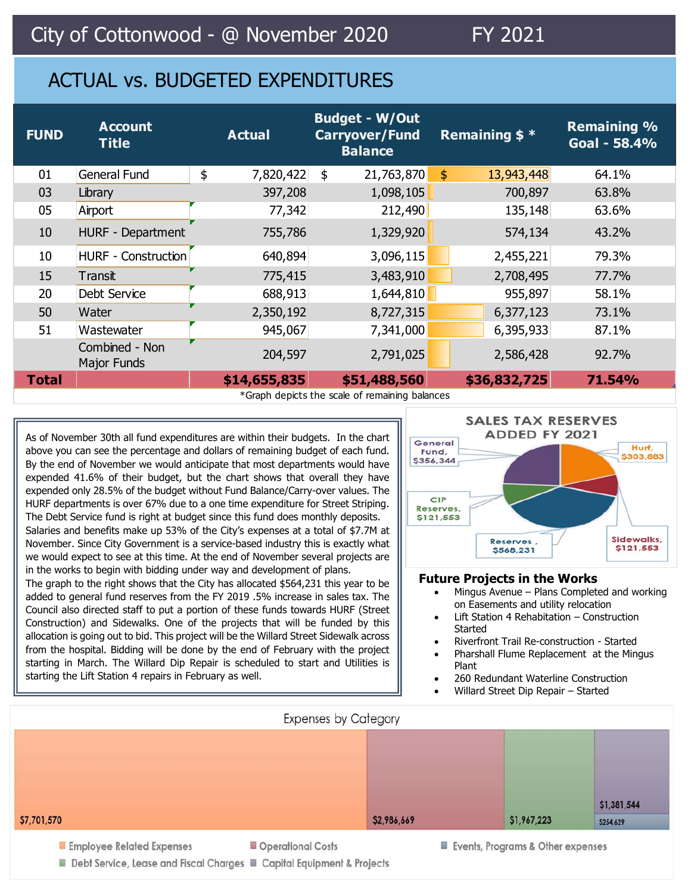# City of Cottonwood - @ November 2020 FY 2021

## ACTUAL vs. BUDGETED EXPENDITURES

| FUND | Account Title | Actual | Budget - W/Out Carryover/Fund Balance | Remaining $ * | Remaining % Goal - 58.4% |
|---|---|---|---|---|---|
| 01 | General Fund | $ 7,820,422 | $ 21,763,870 | $ 13,943,448 | 64.1% |
| 03 | Library | 397,208 | 1,098,105 | 700,897 | 63.8% |
| 05 | Airport | 77,342 | 212,490 | 135,148 | 63.6% |
| 10 | HURF - Department | 755,786 | 1,329,920 | 574,134 | 43.2% |
| 10 | HURF - Construction | 640,894 | 3,096,115 | 2,455,221 | 79.3% |
| 15 | Transit | 775,415 | 3,483,910 | 2,708,495 | 77.7% |
| 20 | Debt Service | 688,913 | 1,644,810 | 955,897 | 58.1% |
| 50 | Water | 2,350,192 | 8,727,315 | 6,377,123 | 73.1% |
| 51 | Wastewater | 945,067 | 7,341,000 | 6,395,933 | 87.1% |
| | Combined - Non Major Funds | 204,597 | 2,791,025 | 2,586,428 | 92.7% |
| **Total** | | **$14,655,835** | **$51,488,560** | **$36,832,725** | **71.54%** |

*Graph depicts the scale of remaining balances

As of November 30th all fund expenditures are within their budgets. In the chart above you can see the percentage and dollars of remaining budget of each fund. By the end of November we would anticipate that most departments would have expended 41.6% of their budget, but the chart shows that overall they have expended only 28.5% of the budget without Fund Balance/Carry-over values. The HURF departments is over 67% due to a one time expenditure for Street Striping. The Debt Service fund is right at budget since this fund does monthly deposits. Salaries and benefits make up 53% of the City's expenses at a total of $7.7M at November. Since City Government is a service-based industry this is exactly what we would expect to see at this time. At the end of November several projects are in the works to begin with bidding under way and development of plans.

The graph to the right shows that the City has allocated $564,231 this year to be added to general fund reserves from the FY 2019 .5% increase in sales tax. The Council also directed staff to put a portion of these funds towards HURF (Street Construction) and Sidewalks. One of the projects that will be funded by this allocation is going out to bid. This project will be the Willard Street Sidewalk across from the hospital. Bidding will be done by the end of February with the project starting in March. The Willard Dip Repair is scheduled to start and Utilities is starting the Lift Station 4 repairs in February as well.

SALES TAX RESERVES ADDED FY 2021

General Fund, $356,344

Hurf, $303,883

CIP Reserves, $121,553

Sidewalks, $121,553

Reserves , $568,231

### Future Projects in the Works

- Mingus Avenue – Plans Completed and working on Easements and utility relocation
- Lift Station 4 Rehabitation – Construction Started
- Riverfront Trail Re-construction - Started
- Pharshall Flume Replacement at the Mingus Plant
- 260 Redundant Waterline Construction
- Willard Street Dip Repair – Started

Expenses by Category

$7,701,570

$2,986,669

$1,967,223

$1,381,544

$254,629

Employee Related Expenses

Operational Costs

Events, Programs & Other expenses

Debt Service, Lease and Fiscal Charges

Capital Equipment & Projects